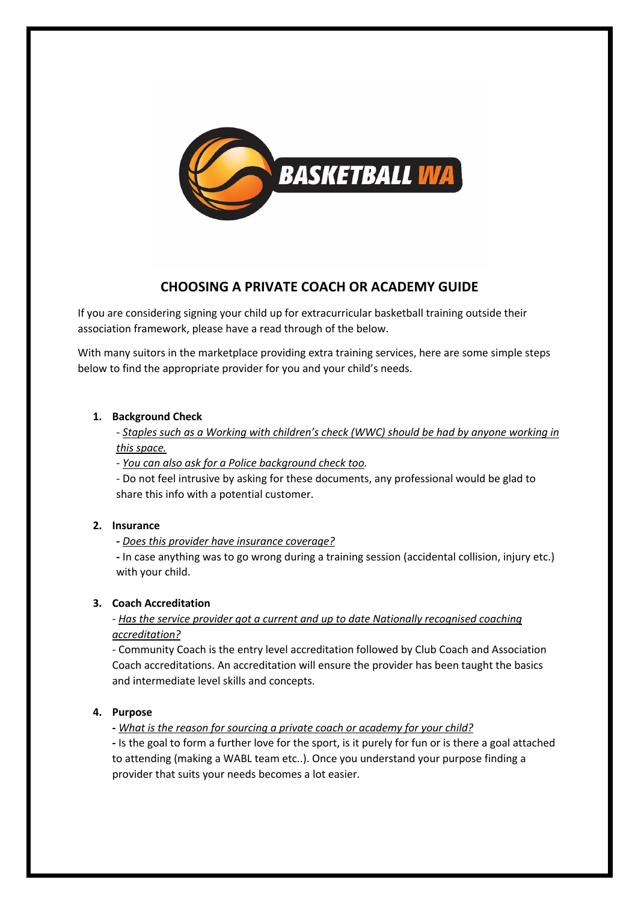# CHOOSING A PRIVATE COACH OR ACADEMY GUIDE

If you are considering signing your child up for extracurricular basketball training outside their association framework, please have a read through of the below.

With many suitors in the marketplace providing extra training services, here are some simple steps below to find the appropriate provider for you and your child's needs.

1. **Background Check**

   - *Staples such as a Working with children's check (WWC) should be had by anyone working in this space.*

   - *You can also ask for a Police background check too.*

   - Do not feel intrusive by asking for these documents, any professional would be glad to share this info with a potential customer.

2. **Insurance**

   - *Does this provider have insurance coverage?*

   - In case anything was to go wrong during a training session (accidental collision, injury etc.) with your child.

3. **Coach Accreditation**

   - *Has the service provider got a current and up to date Nationally recognised coaching accreditation?*

   - Community Coach is the entry level accreditation followed by Club Coach and Association Coach accreditations. An accreditation will ensure the provider has been taught the basics and intermediate level skills and concepts.

4. **Purpose**

   - *What is the reason for sourcing a private coach or academy for your child?*

   - Is the goal to form a further love for the sport, is it purely for fun or is there a goal attached to attending (making a WABL team etc..). Once you understand your purpose finding a provider that suits your needs becomes a lot easier.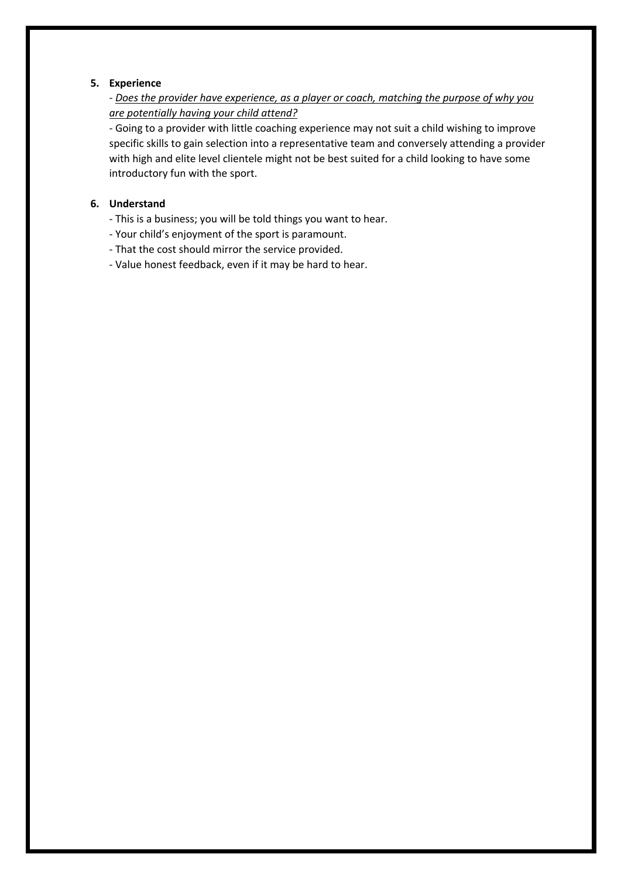5. **Experience**

   - *Does the provider have experience, as a player or coach, matching the purpose of why you are potentially having your child attend?*

   - Going to a provider with little coaching experience may not suit a child wishing to improve specific skills to gain selection into a representative team and conversely attending a provider with high and elite level clientele might not be best suited for a child looking to have some introductory fun with the sport.

6. **Understand**

   - This is a business; you will be told things you want to hear.
   - Your child's enjoyment of the sport is paramount.
   - That the cost should mirror the service provided.
   - Value honest feedback, even if it may be hard to hear.